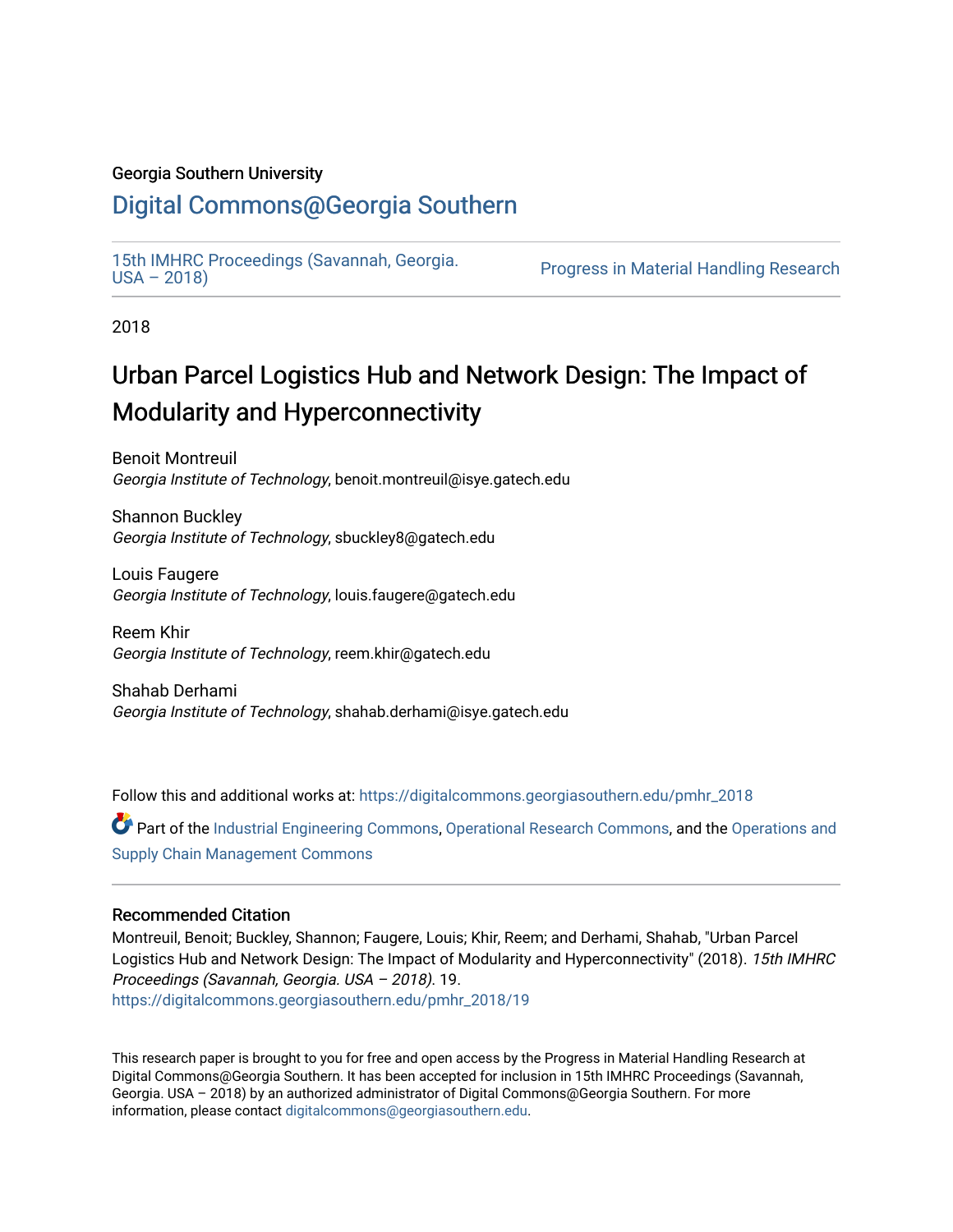Georgia Southern University

# Digital Commons@Georgia Southern

15th IMHRC Proceedings (Savannah, Georgia. USA – 2018)

Progress in Material Handling Research

2018

# Urban Parcel Logistics Hub and Network Design: The Impact of Modularity and Hyperconnectivity

Benoit Montreuil
*Georgia Institute of Technology*, benoit.montreuil@isye.gatech.edu

Shannon Buckley
*Georgia Institute of Technology*, sbuckley8@gatech.edu

Louis Faugere
*Georgia Institute of Technology*, louis.faugere@gatech.edu

Reem Khir
*Georgia Institute of Technology*, reem.khir@gatech.edu

Shahab Derhami
*Georgia Institute of Technology*, shahab.derhami@isye.gatech.edu

Follow this and additional works at: https://digitalcommons.georgiasouthern.edu/pmhr_2018

Part of the Industrial Engineering Commons, Operational Research Commons, and the Operations and Supply Chain Management Commons

### Recommended Citation

Montreuil, Benoit; Buckley, Shannon; Faugere, Louis; Khir, Reem; and Derhami, Shahab, "Urban Parcel Logistics Hub and Network Design: The Impact of Modularity and Hyperconnectivity" (2018). *15th IMHRC Proceedings (Savannah, Georgia. USA – 2018)*. 19.
https://digitalcommons.georgiasouthern.edu/pmhr_2018/19

This research paper is brought to you for free and open access by the Progress in Material Handling Research at Digital Commons@Georgia Southern. It has been accepted for inclusion in 15th IMHRC Proceedings (Savannah, Georgia. USA – 2018) by an authorized administrator of Digital Commons@Georgia Southern. For more information, please contact digitalcommons@georgiasouthern.edu.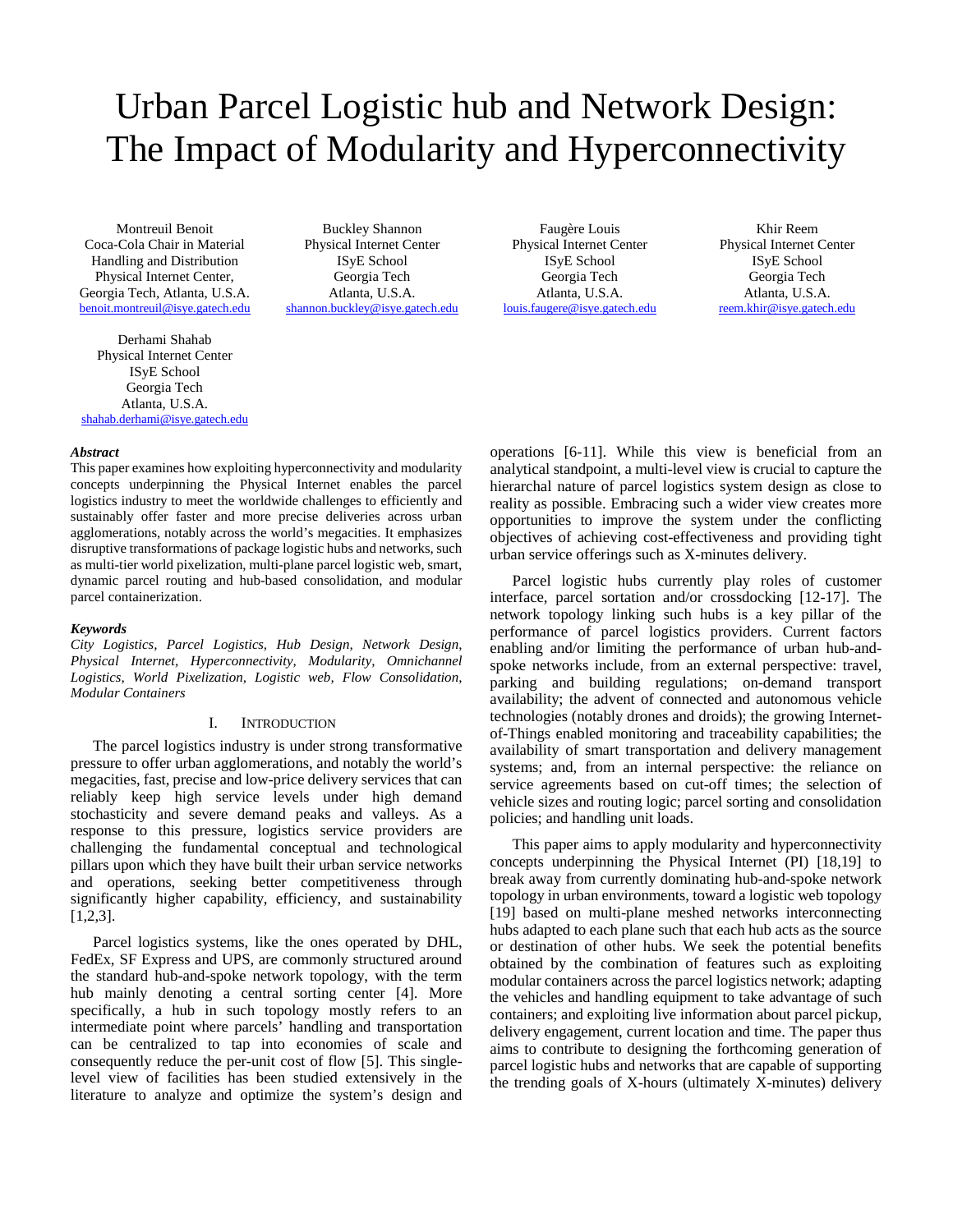# Urban Parcel Logistic hub and Network Design: The Impact of Modularity and Hyperconnectivity

Montreuil Benoit
Coca-Cola Chair in Material Handling and Distribution
Physical Internet Center,
Georgia Tech, Atlanta, U.S.A.
benoit.montreuil@isye.gatech.edu

Buckley Shannon
Physical Internet Center
ISyE School
Georgia Tech
Atlanta, U.S.A.
shannon.buckley@isye.gatech.edu

Faugère Louis
Physical Internet Center
ISyE School
Georgia Tech
Atlanta, U.S.A.
louis.faugere@isye.gatech.edu

Khir Reem
Physical Internet Center
ISyE School
Georgia Tech
Atlanta, U.S.A.
reem.khir@isye.gatech.edu

Derhami Shahab
Physical Internet Center
ISyE School
Georgia Tech
Atlanta, U.S.A.
shahab.derhami@isye.gatech.edu

***Abstract***

This paper examines how exploiting hyperconnectivity and modularity concepts underpinning the Physical Internet enables the parcel logistics industry to meet the worldwide challenges to efficiently and sustainably offer faster and more precise deliveries across urban agglomerations, notably across the world's megacities. It emphasizes disruptive transformations of package logistic hubs and networks, such as multi-tier world pixelization, multi-plane parcel logistic web, smart, dynamic parcel routing and hub-based consolidation, and modular parcel containerization.

***Keywords***

*City Logistics, Parcel Logistics, Hub Design, Network Design, Physical Internet, Hyperconnectivity, Modularity, Omnichannel Logistics, World Pixelization, Logistic web, Flow Consolidation, Modular Containers*

## I. Introduction

The parcel logistics industry is under strong transformative pressure to offer urban agglomerations, and notably the world's megacities, fast, precise and low-price delivery services that can reliably keep high service levels under high demand stochasticity and severe demand peaks and valleys. As a response to this pressure, logistics service providers are challenging the fundamental conceptual and technological pillars upon which they have built their urban service networks and operations, seeking better competitiveness through significantly higher capability, efficiency, and sustainability [1,2,3].

Parcel logistics systems, like the ones operated by DHL, FedEx, SF Express and UPS, are commonly structured around the standard hub-and-spoke network topology, with the term hub mainly denoting a central sorting center [4]. More specifically, a hub in such topology mostly refers to an intermediate point where parcels' handling and transportation can be centralized to tap into economies of scale and consequently reduce the per-unit cost of flow [5]. This single-level view of facilities has been studied extensively in the literature to analyze and optimize the system's design and operations [6-11]. While this view is beneficial from an analytical standpoint, a multi-level view is crucial to capture the hierarchal nature of parcel logistics system design as close to reality as possible. Embracing such a wider view creates more opportunities to improve the system under the conflicting objectives of achieving cost-effectiveness and providing tight urban service offerings such as X-minutes delivery.

Parcel logistic hubs currently play roles of customer interface, parcel sortation and/or crossdocking [12-17]. The network topology linking such hubs is a key pillar of the performance of parcel logistics providers. Current factors enabling and/or limiting the performance of urban hub-and-spoke networks include, from an external perspective: travel, parking and building regulations; on-demand transport availability; the advent of connected and autonomous vehicle technologies (notably drones and droids); the growing Internet-of-Things enabled monitoring and traceability capabilities; the availability of smart transportation and delivery management systems; and, from an internal perspective: the reliance on service agreements based on cut-off times; the selection of vehicle sizes and routing logic; parcel sorting and consolidation policies; and handling unit loads.

This paper aims to apply modularity and hyperconnectivity concepts underpinning the Physical Internet (PI) [18,19] to break away from currently dominating hub-and-spoke network topology in urban environments, toward a logistic web topology [19] based on multi-plane meshed networks interconnecting hubs adapted to each plane such that each hub acts as the source or destination of other hubs. We seek the potential benefits obtained by the combination of features such as exploiting modular containers across the parcel logistics network; adapting the vehicles and handling equipment to take advantage of such containers; and exploiting live information about parcel pickup, delivery engagement, current location and time. The paper thus aims to contribute to designing the forthcoming generation of parcel logistic hubs and networks that are capable of supporting the trending goals of X-hours (ultimately X-minutes) delivery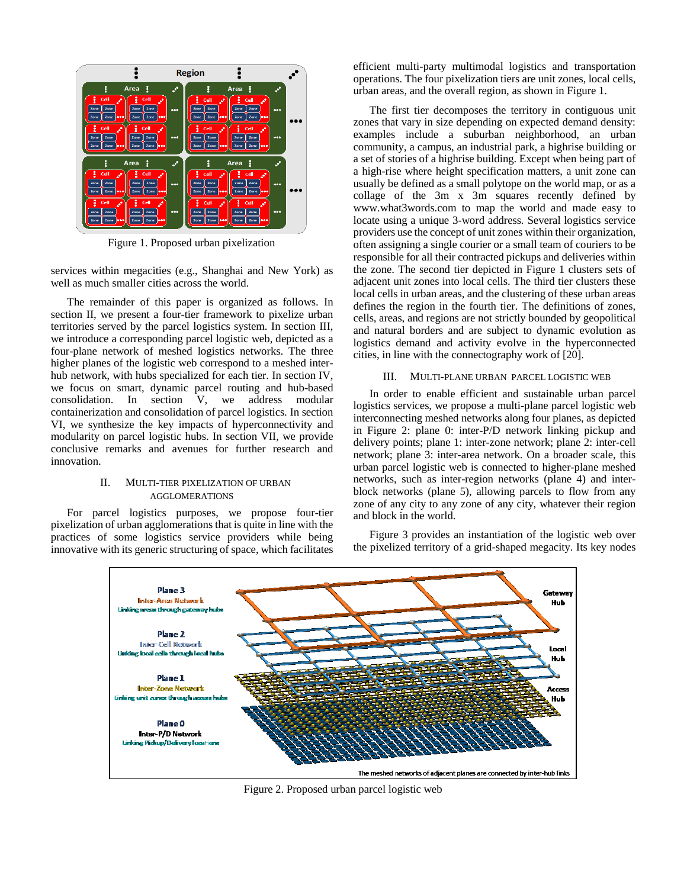Figure 1. Proposed urban pixelization

services within megacities (e.g., Shanghai and New York) as well as much smaller cities across the world.

The remainder of this paper is organized as follows. In section II, we present a four-tier framework to pixelize urban territories served by the parcel logistics system. In section III, we introduce a corresponding parcel logistic web, depicted as a four-plane network of meshed logistics networks. The three higher planes of the logistic web correspond to a meshed inter-hub network, with hubs specialized for each tier. In section IV, we focus on smart, dynamic parcel routing and hub-based consolidation. In section V, we address modular containerization and consolidation of parcel logistics. In section VI, we synthesize the key impacts of hyperconnectivity and modularity on parcel logistic hubs. In section VII, we provide conclusive remarks and avenues for further research and innovation.

## II. Multi-Tier Pixelization of Urban Agglomerations

For parcel logistics purposes, we propose four-tier pixelization of urban agglomerations that is quite in line with the practices of some logistics service providers while being innovative with its generic structuring of space, which facilitates efficient multi-party multimodal logistics and transportation operations. The four pixelization tiers are unit zones, local cells, urban areas, and the overall region, as shown in Figure 1.

The first tier decomposes the territory in contiguous unit zones that vary in size depending on expected demand density: examples include a suburban neighborhood, an urban community, a campus, an industrial park, a highrise building or a set of stories of a highrise building. Except when being part of a high-rise where height specification matters, a unit zone can usually be defined as a small polytope on the world map, or as a collage of the 3m x 3m squares recently defined by www.what3words.com to map the world and made easy to locate using a unique 3-word address. Several logistics service providers use the concept of unit zones within their organization, often assigning a single courier or a small team of couriers to be responsible for all their contracted pickups and deliveries within the zone. The second tier depicted in Figure 1 clusters sets of adjacent unit zones into local cells. The third tier clusters these local cells in urban areas, and the clustering of these urban areas defines the region in the fourth tier. The definitions of zones, cells, areas, and regions are not strictly bounded by geopolitical and natural borders and are subject to dynamic evolution as logistics demand and activity evolve in the hyperconnected cities, in line with the connectography work of [20].

## III. Multi-Plane Urban Parcel Logistic Web

In order to enable efficient and sustainable urban parcel logistics services, we propose a multi-plane parcel logistic web interconnecting meshed networks along four planes, as depicted in Figure 2: plane 0: inter-P/D network linking pickup and delivery points; plane 1: inter-zone network; plane 2: inter-cell network; plane 3: inter-area network. On a broader scale, this urban parcel logistic web is connected to higher-plane meshed networks, such as inter-region networks (plane 4) and inter-block networks (plane 5), allowing parcels to flow from any zone of any city to any zone of any city, whatever their region and block in the world.

Figure 3 provides an instantiation of the logistic web over the pixelized territory of a grid-shaped megacity. Its key nodes

Figure 2. Proposed urban parcel logistic web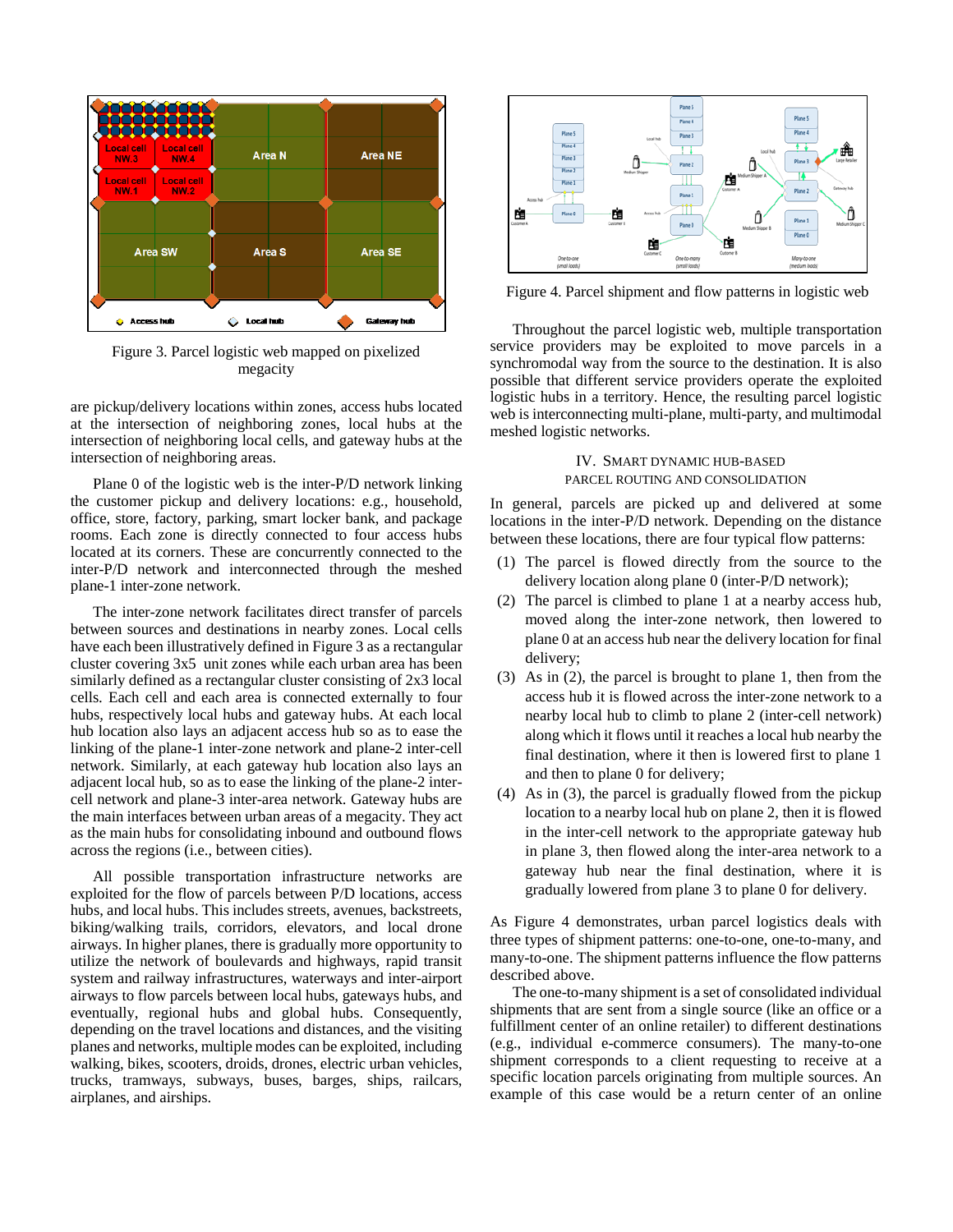Figure 3. Parcel logistic web mapped on pixelized megacity

are pickup/delivery locations within zones, access hubs located at the intersection of neighboring zones, local hubs at the intersection of neighboring local cells, and gateway hubs at the intersection of neighboring areas.

Plane 0 of the logistic web is the inter-P/D network linking the customer pickup and delivery locations: e.g., household, office, store, factory, parking, smart locker bank, and package rooms. Each zone is directly connected to four access hubs located at its corners. These are concurrently connected to the inter-P/D network and interconnected through the meshed plane-1 inter-zone network.

The inter-zone network facilitates direct transfer of parcels between sources and destinations in nearby zones. Local cells have each been illustratively defined in Figure 3 as a rectangular cluster covering 3x5 unit zones while each urban area has been similarly defined as a rectangular cluster consisting of 2x3 local cells. Each cell and each area is connected externally to four hubs, respectively local hubs and gateway hubs. At each local hub location also lays an adjacent access hub so as to ease the linking of the plane-1 inter-zone network and plane-2 inter-cell network. Similarly, at each gateway hub location also lays an adjacent local hub, so as to ease the linking of the plane-2 inter-cell network and plane-3 inter-area network. Gateway hubs are the main interfaces between urban areas of a megacity. They act as the main hubs for consolidating inbound and outbound flows across the regions (i.e., between cities).

All possible transportation infrastructure networks are exploited for the flow of parcels between P/D locations, access hubs, and local hubs. This includes streets, avenues, backstreets, biking/walking trails, corridors, elevators, and local drone airways. In higher planes, there is gradually more opportunity to utilize the network of boulevards and highways, rapid transit system and railway infrastructures, waterways and inter-airport airways to flow parcels between local hubs, gateways hubs, and eventually, regional hubs and global hubs. Consequently, depending on the travel locations and distances, and the visiting planes and networks, multiple modes can be exploited, including walking, bikes, scooters, droids, drones, electric urban vehicles, trucks, tramways, subways, buses, barges, ships, railcars, airplanes, and airships.

Figure 4. Parcel shipment and flow patterns in logistic web

Throughout the parcel logistic web, multiple transportation service providers may be exploited to move parcels in a synchromodal way from the source to the destination. It is also possible that different service providers operate the exploited logistic hubs in a territory. Hence, the resulting parcel logistic web is interconnecting multi-plane, multi-party, and multimodal meshed logistic networks.

## IV. Smart Dynamic Hub-Based Parcel Routing and Consolidation

In general, parcels are picked up and delivered at some locations in the inter-P/D network. Depending on the distance between these locations, there are four typical flow patterns:

(1) The parcel is flowed directly from the source to the delivery location along plane 0 (inter-P/D network);
(2) The parcel is climbed to plane 1 at a nearby access hub, moved along the inter-zone network, then lowered to plane 0 at an access hub near the delivery location for final delivery;
(3) As in (2), the parcel is brought to plane 1, then from the access hub it is flowed across the inter-zone network to a nearby local hub to climb to plane 2 (inter-cell network) along which it flows until it reaches a local hub nearby the final destination, where it then is lowered first to plane 1 and then to plane 0 for delivery;
(4) As in (3), the parcel is gradually flowed from the pickup location to a nearby local hub on plane 2, then it is flowed in the inter-cell network to the appropriate gateway hub in plane 3, then flowed along the inter-area network to a gateway hub near the final destination, where it is gradually lowered from plane 3 to plane 0 for delivery.

As Figure 4 demonstrates, urban parcel logistics deals with three types of shipment patterns: one-to-one, one-to-many, and many-to-one. The shipment patterns influence the flow patterns described above.

The one-to-many shipment is a set of consolidated individual shipments that are sent from a single source (like an office or a fulfillment center of an online retailer) to different destinations (e.g., individual e-commerce consumers). The many-to-one shipment corresponds to a client requesting to receive at a specific location parcels originating from multiple sources. An example of this case would be a return center of an online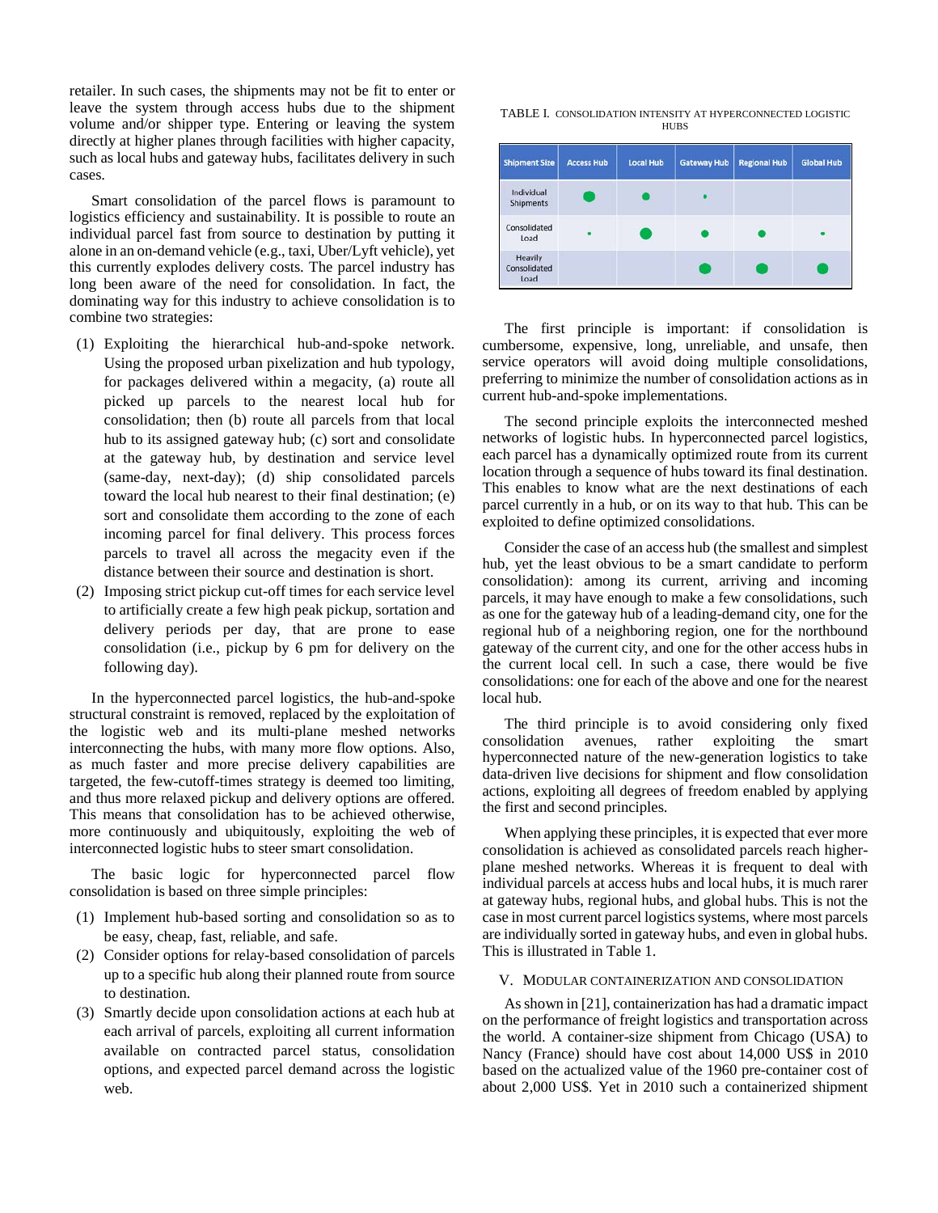retailer. In such cases, the shipments may not be fit to enter or leave the system through access hubs due to the shipment volume and/or shipper type. Entering or leaving the system directly at higher planes through facilities with higher capacity, such as local hubs and gateway hubs, facilitates delivery in such cases.

Smart consolidation of the parcel flows is paramount to logistics efficiency and sustainability. It is possible to route an individual parcel fast from source to destination by putting it alone in an on-demand vehicle (e.g., taxi, Uber/Lyft vehicle), yet this currently explodes delivery costs. The parcel industry has long been aware of the need for consolidation. In fact, the dominating way for this industry to achieve consolidation is to combine two strategies:

(1) Exploiting the hierarchical hub-and-spoke network. Using the proposed urban pixelization and hub typology, for packages delivered within a megacity, (a) route all picked up parcels to the nearest local hub for consolidation; then (b) route all parcels from that local hub to its assigned gateway hub; (c) sort and consolidate at the gateway hub, by destination and service level (same-day, next-day); (d) ship consolidated parcels toward the local hub nearest to their final destination; (e) sort and consolidate them according to the zone of each incoming parcel for final delivery. This process forces parcels to travel all across the megacity even if the distance between their source and destination is short.

(2) Imposing strict pickup cut-off times for each service level to artificially create a few high peak pickup, sortation and delivery periods per day, that are prone to ease consolidation (i.e., pickup by 6 pm for delivery on the following day).

In the hyperconnected parcel logistics, the hub-and-spoke structural constraint is removed, replaced by the exploitation of the logistic web and its multi-plane meshed networks interconnecting the hubs, with many more flow options. Also, as much faster and more precise delivery capabilities are targeted, the few-cutoff-times strategy is deemed too limiting, and thus more relaxed pickup and delivery options are offered. This means that consolidation has to be achieved otherwise, more continuously and ubiquitously, exploiting the web of interconnected logistic hubs to steer smart consolidation.

The basic logic for hyperconnected parcel flow consolidation is based on three simple principles:

(1) Implement hub-based sorting and consolidation so as to be easy, cheap, fast, reliable, and safe.

(2) Consider options for relay-based consolidation of parcels up to a specific hub along their planned route from source to destination.

(3) Smartly decide upon consolidation actions at each hub at each arrival of parcels, exploiting all current information available on contracted parcel status, consolidation options, and expected parcel demand across the logistic web.

TABLE I. CONSOLIDATION INTENSITY AT HYPERCONNECTED LOGISTIC HUBS

| Shipment Size | Access Hub | Local Hub | Gateway Hub | Regional Hub | Global Hub |
|---|---|---|---|---|---|
| Individual Shipments | ⬤ | ● | • | | |
| Consolidated Load | • | ⬤ | ● | ● | • |
| Heavily Consolidated Load | | | ⬤ | ⬤ | ⬤ |

The first principle is important: if consolidation is cumbersome, expensive, long, unreliable, and unsafe, then service operators will avoid doing multiple consolidations, preferring to minimize the number of consolidation actions as in current hub-and-spoke implementations.

The second principle exploits the interconnected meshed networks of logistic hubs. In hyperconnected parcel logistics, each parcel has a dynamically optimized route from its current location through a sequence of hubs toward its final destination. This enables to know what are the next destinations of each parcel currently in a hub, or on its way to that hub. This can be exploited to define optimized consolidations.

Consider the case of an access hub (the smallest and simplest hub, yet the least obvious to be a smart candidate to perform consolidation): among its current, arriving and incoming parcels, it may have enough to make a few consolidations, such as one for the gateway hub of a leading-demand city, one for the regional hub of a neighboring region, one for the northbound gateway of the current city, and one for the other access hubs in the current local cell. In such a case, there would be five consolidations: one for each of the above and one for the nearest local hub.

The third principle is to avoid considering only fixed consolidation avenues, rather exploiting the smart hyperconnected nature of the new-generation logistics to take data-driven live decisions for shipment and flow consolidation actions, exploiting all degrees of freedom enabled by applying the first and second principles.

When applying these principles, it is expected that ever more consolidation is achieved as consolidated parcels reach higher-plane meshed networks. Whereas it is frequent to deal with individual parcels at access hubs and local hubs, it is much rarer at gateway hubs, regional hubs, and global hubs. This is not the case in most current parcel logistics systems, where most parcels are individually sorted in gateway hubs, and even in global hubs. This is illustrated in Table 1.

## V. MODULAR CONTAINERIZATION AND CONSOLIDATION

As shown in [21], containerization has had a dramatic impact on the performance of freight logistics and transportation across the world. A container-size shipment from Chicago (USA) to Nancy (France) should have cost about 14,000 US$ in 2010 based on the actualized value of the 1960 pre-container cost of about 2,000 US$. Yet in 2010 such a containerized shipment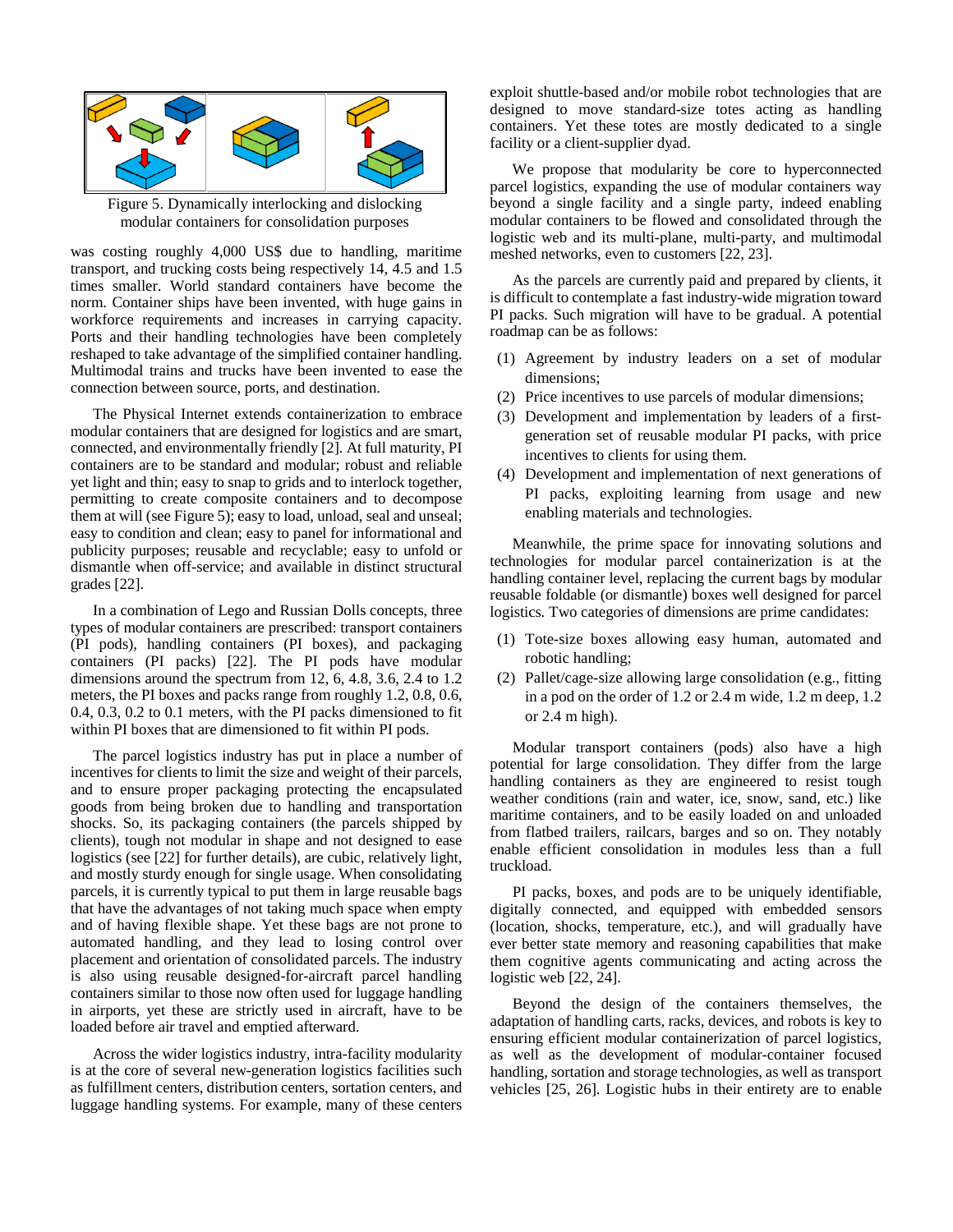Figure 5. Dynamically interlocking and dislocking modular containers for consolidation purposes

was costing roughly 4,000 US$ due to handling, maritime transport, and trucking costs being respectively 14, 4.5 and 1.5 times smaller. World standard containers have become the norm. Container ships have been invented, with huge gains in workforce requirements and increases in carrying capacity. Ports and their handling technologies have been completely reshaped to take advantage of the simplified container handling. Multimodal trains and trucks have been invented to ease the connection between source, ports, and destination.

The Physical Internet extends containerization to embrace modular containers that are designed for logistics and are smart, connected, and environmentally friendly [2]. At full maturity, PI containers are to be standard and modular; robust and reliable yet light and thin; easy to snap to grids and to interlock together, permitting to create composite containers and to decompose them at will (see Figure 5); easy to load, unload, seal and unseal; easy to condition and clean; easy to panel for informational and publicity purposes; reusable and recyclable; easy to unfold or dismantle when off-service; and available in distinct structural grades [22].

In a combination of Lego and Russian Dolls concepts, three types of modular containers are prescribed: transport containers (PI pods), handling containers (PI boxes), and packaging containers (PI packs) [22]. The PI pods have modular dimensions around the spectrum from 12, 6, 4.8, 3.6, 2.4 to 1.2 meters, the PI boxes and packs range from roughly 1.2, 0.8, 0.6, 0.4, 0.3, 0.2 to 0.1 meters, with the PI packs dimensioned to fit within PI boxes that are dimensioned to fit within PI pods.

The parcel logistics industry has put in place a number of incentives for clients to limit the size and weight of their parcels, and to ensure proper packaging protecting the encapsulated goods from being broken due to handling and transportation shocks. So, its packaging containers (the parcels shipped by clients), tough not modular in shape and not designed to ease logistics (see [22] for further details), are cubic, relatively light, and mostly sturdy enough for single usage. When consolidating parcels, it is currently typical to put them in large reusable bags that have the advantages of not taking much space when empty and of having flexible shape. Yet these bags are not prone to automated handling, and they lead to losing control over placement and orientation of consolidated parcels. The industry is also using reusable designed-for-aircraft parcel handling containers similar to those now often used for luggage handling in airports, yet these are strictly used in aircraft, have to be loaded before air travel and emptied afterward.

Across the wider logistics industry, intra-facility modularity is at the core of several new-generation logistics facilities such as fulfillment centers, distribution centers, sortation centers, and luggage handling systems. For example, many of these centers exploit shuttle-based and/or mobile robot technologies that are designed to move standard-size totes acting as handling containers. Yet these totes are mostly dedicated to a single facility or a client-supplier dyad.

We propose that modularity be core to hyperconnected parcel logistics, expanding the use of modular containers way beyond a single facility and a single party, indeed enabling modular containers to be flowed and consolidated through the logistic web and its multi-plane, multi-party, and multimodal meshed networks, even to customers [22, 23].

As the parcels are currently paid and prepared by clients, it is difficult to contemplate a fast industry-wide migration toward PI packs. Such migration will have to be gradual. A potential roadmap can be as follows:

(1) Agreement by industry leaders on a set of modular dimensions;
(2) Price incentives to use parcels of modular dimensions;
(3) Development and implementation by leaders of a first-generation set of reusable modular PI packs, with price incentives to clients for using them.
(4) Development and implementation of next generations of PI packs, exploiting learning from usage and new enabling materials and technologies.

Meanwhile, the prime space for innovating solutions and technologies for modular parcel containerization is at the handling container level, replacing the current bags by modular reusable foldable (or dismantle) boxes well designed for parcel logistics. Two categories of dimensions are prime candidates:

(1) Tote-size boxes allowing easy human, automated and robotic handling;
(2) Pallet/cage-size allowing large consolidation (e.g., fitting in a pod on the order of 1.2 or 2.4 m wide, 1.2 m deep, 1.2 or 2.4 m high).

Modular transport containers (pods) also have a high potential for large consolidation. They differ from the large handling containers as they are engineered to resist tough weather conditions (rain and water, ice, snow, sand, etc.) like maritime containers, and to be easily loaded on and unloaded from flatbed trailers, railcars, barges and so on. They notably enable efficient consolidation in modules less than a full truckload.

PI packs, boxes, and pods are to be uniquely identifiable, digitally connected, and equipped with embedded sensors (location, shocks, temperature, etc.), and will gradually have ever better state memory and reasoning capabilities that make them cognitive agents communicating and acting across the logistic web [22, 24].

Beyond the design of the containers themselves, the adaptation of handling carts, racks, devices, and robots is key to ensuring efficient modular containerization of parcel logistics, as well as the development of modular-container focused handling, sortation and storage technologies, as well as transport vehicles [25, 26]. Logistic hubs in their entirety are to enable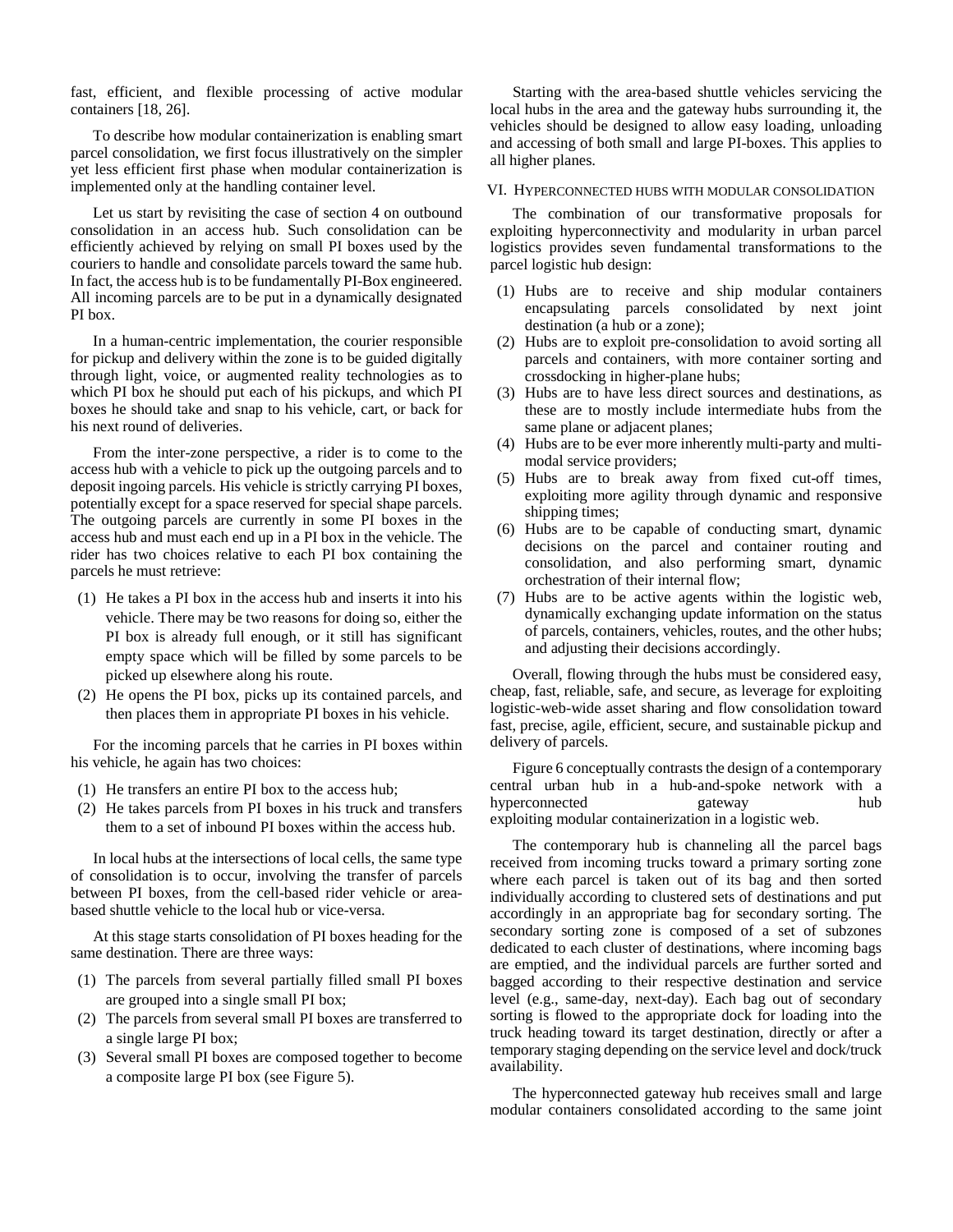fast, efficient, and flexible processing of active modular containers [18, 26].

To describe how modular containerization is enabling smart parcel consolidation, we first focus illustratively on the simpler yet less efficient first phase when modular containerization is implemented only at the handling container level.

Let us start by revisiting the case of section 4 on outbound consolidation in an access hub. Such consolidation can be efficiently achieved by relying on small PI boxes used by the couriers to handle and consolidate parcels toward the same hub. In fact, the access hub is to be fundamentally PI-Box engineered. All incoming parcels are to be put in a dynamically designated PI box.

In a human-centric implementation, the courier responsible for pickup and delivery within the zone is to be guided digitally through light, voice, or augmented reality technologies as to which PI box he should put each of his pickups, and which PI boxes he should take and snap to his vehicle, cart, or back for his next round of deliveries.

From the inter-zone perspective, a rider is to come to the access hub with a vehicle to pick up the outgoing parcels and to deposit ingoing parcels. His vehicle is strictly carrying PI boxes, potentially except for a space reserved for special shape parcels. The outgoing parcels are currently in some PI boxes in the access hub and must each end up in a PI box in the vehicle. The rider has two choices relative to each PI box containing the parcels he must retrieve:

(1) He takes a PI box in the access hub and inserts it into his vehicle. There may be two reasons for doing so, either the PI box is already full enough, or it still has significant empty space which will be filled by some parcels to be picked up elsewhere along his route.
(2) He opens the PI box, picks up its contained parcels, and then places them in appropriate PI boxes in his vehicle.

For the incoming parcels that he carries in PI boxes within his vehicle, he again has two choices:

(1) He transfers an entire PI box to the access hub;
(2) He takes parcels from PI boxes in his truck and transfers them to a set of inbound PI boxes within the access hub.

In local hubs at the intersections of local cells, the same type of consolidation is to occur, involving the transfer of parcels between PI boxes, from the cell-based rider vehicle or area-based shuttle vehicle to the local hub or vice-versa.

At this stage starts consolidation of PI boxes heading for the same destination. There are three ways:

(1) The parcels from several partially filled small PI boxes are grouped into a single small PI box;
(2) The parcels from several small PI boxes are transferred to a single large PI box;
(3) Several small PI boxes are composed together to become a composite large PI box (see Figure 5).

Starting with the area-based shuttle vehicles servicing the local hubs in the area and the gateway hubs surrounding it, the vehicles should be designed to allow easy loading, unloading and accessing of both small and large PI-boxes. This applies to all higher planes.

## VI. Hyperconnected hubs with modular consolidation

The combination of our transformative proposals for exploiting hyperconnectivity and modularity in urban parcel logistics provides seven fundamental transformations to the parcel logistic hub design:

(1) Hubs are to receive and ship modular containers encapsulating parcels consolidated by next joint destination (a hub or a zone);
(2) Hubs are to exploit pre-consolidation to avoid sorting all parcels and containers, with more container sorting and crossdocking in higher-plane hubs;
(3) Hubs are to have less direct sources and destinations, as these are to mostly include intermediate hubs from the same plane or adjacent planes;
(4) Hubs are to be ever more inherently multi-party and multi-modal service providers;
(5) Hubs are to break away from fixed cut-off times, exploiting more agility through dynamic and responsive shipping times;
(6) Hubs are to be capable of conducting smart, dynamic decisions on the parcel and container routing and consolidation, and also performing smart, dynamic orchestration of their internal flow;
(7) Hubs are to be active agents within the logistic web, dynamically exchanging update information on the status of parcels, containers, vehicles, routes, and the other hubs; and adjusting their decisions accordingly.

Overall, flowing through the hubs must be considered easy, cheap, fast, reliable, safe, and secure, as leverage for exploiting logistic-web-wide asset sharing and flow consolidation toward fast, precise, agile, efficient, secure, and sustainable pickup and delivery of parcels.

Figure 6 conceptually contrasts the design of a contemporary central urban hub in a hub-and-spoke network with a hyperconnected gateway hub exploiting modular containerization in a logistic web.

The contemporary hub is channeling all the parcel bags received from incoming trucks toward a primary sorting zone where each parcel is taken out of its bag and then sorted individually according to clustered sets of destinations and put accordingly in an appropriate bag for secondary sorting. The secondary sorting zone is composed of a set of subzones dedicated to each cluster of destinations, where incoming bags are emptied, and the individual parcels are further sorted and bagged according to their respective destination and service level (e.g., same-day, next-day). Each bag out of secondary sorting is flowed to the appropriate dock for loading into the truck heading toward its target destination, directly or after a temporary staging depending on the service level and dock/truck availability.

The hyperconnected gateway hub receives small and large modular containers consolidated according to the same joint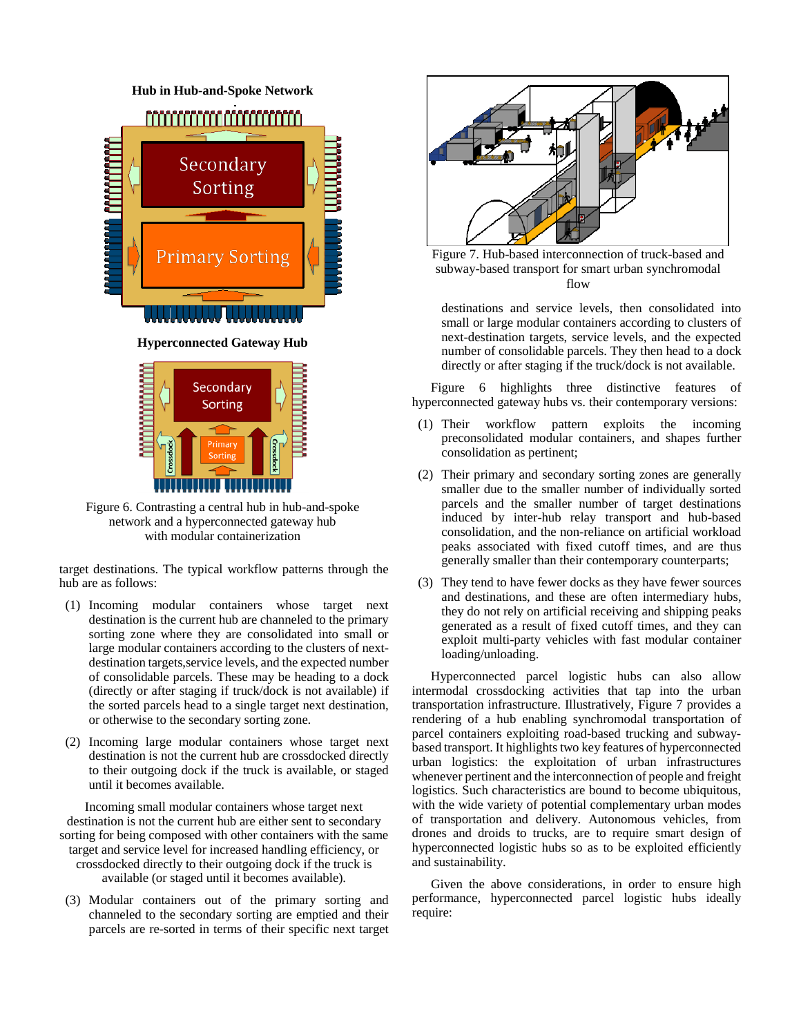Figure 6. Contrasting a central hub in hub-and-spoke network and a hyperconnected gateway hub with modular containerization

target destinations. The typical workflow patterns through the hub are as follows:

(1) Incoming modular containers whose target next destination is the current hub are channeled to the primary sorting zone where they are consolidated into small or large modular containers according to the clusters of next-destination targets,service levels, and the expected number of consolidable parcels. These may be heading to a dock (directly or after staging if truck/dock is not available) if the sorted parcels head to a single target next destination, or otherwise to the secondary sorting zone.

(2) Incoming large modular containers whose target next destination is not the current hub are crossdocked directly to their outgoing dock if the truck is available, or staged until it becomes available.

Incoming small modular containers whose target next destination is not the current hub are either sent to secondary sorting for being composed with other containers with the same target and service level for increased handling efficiency, or crossdocked directly to their outgoing dock if the truck is available (or staged until it becomes available).

(3) Modular containers out of the primary sorting and channeled to the secondary sorting are emptied and their parcels are re-sorted in terms of their specific next target destinations and service levels, then consolidated into small or large modular containers according to clusters of next-destination targets, service levels, and the expected number of consolidable parcels. They then head to a dock directly or after staging if the truck/dock is not available.

Figure 7. Hub-based interconnection of truck-based and subway-based transport for smart urban synchromodal flow

Figure 6 highlights three distinctive features of hyperconnected gateway hubs vs. their contemporary versions:

(1) Their workflow pattern exploits the incoming preconsolidated modular containers, and shapes further consolidation as pertinent;

(2) Their primary and secondary sorting zones are generally smaller due to the smaller number of individually sorted parcels and the smaller number of target destinations induced by inter-hub relay transport and hub-based consolidation, and the non-reliance on artificial workload peaks associated with fixed cutoff times, and are thus generally smaller than their contemporary counterparts;

(3) They tend to have fewer docks as they have fewer sources and destinations, and these are often intermediary hubs, they do not rely on artificial receiving and shipping peaks generated as a result of fixed cutoff times, and they can exploit multi-party vehicles with fast modular container loading/unloading.

Hyperconnected parcel logistic hubs can also allow intermodal crossdocking activities that tap into the urban transportation infrastructure. Illustratively, Figure 7 provides a rendering of a hub enabling synchromodal transportation of parcel containers exploiting road-based trucking and subway-based transport. It highlights two key features of hyperconnected urban logistics: the exploitation of urban infrastructures whenever pertinent and the interconnection of people and freight logistics. Such characteristics are bound to become ubiquitous, with the wide variety of potential complementary urban modes of transportation and delivery. Autonomous vehicles, from drones and droids to trucks, are to require smart design of hyperconnected logistic hubs so as to be exploited efficiently and sustainability.

Given the above considerations, in order to ensure high performance, hyperconnected parcel logistic hubs ideally require: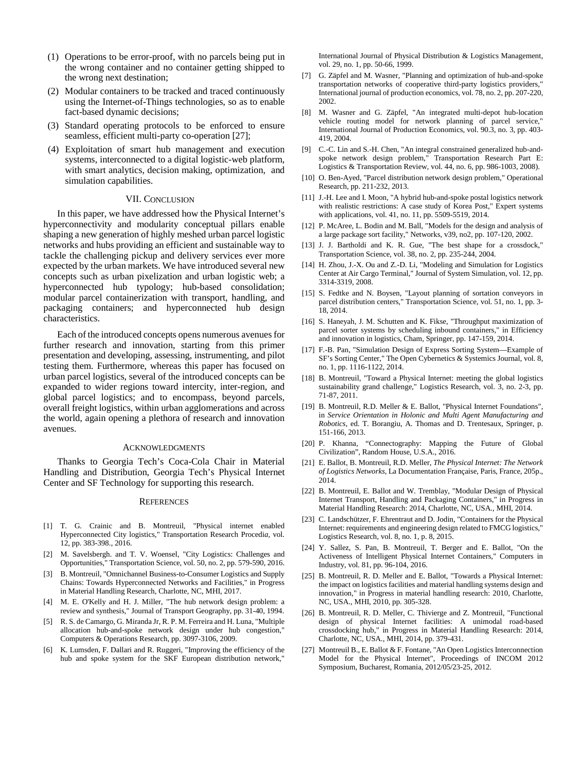(1) Operations to be error-proof, with no parcels being put in the wrong container and no container getting shipped to the wrong next destination;

(2) Modular containers to be tracked and traced continuously using the Internet-of-Things technologies, so as to enable fact-based dynamic decisions;

(3) Standard operating protocols to be enforced to ensure seamless, efficient multi-party co-operation [27];

(4) Exploitation of smart hub management and execution systems, interconnected to a digital logistic-web platform, with smart analytics, decision making, optimization, and simulation capabilities.

## VII. Conclusion

In this paper, we have addressed how the Physical Internet's hyperconnectivity and modularity conceptual pillars enable shaping a new generation of highly meshed urban parcel logistic networks and hubs providing an efficient and sustainable way to tackle the challenging pickup and delivery services ever more expected by the urban markets. We have introduced several new concepts such as urban pixelization and urban logistic web; a hyperconnected hub typology; hub-based consolidation; modular parcel containerization with transport, handling, and packaging containers; and hyperconnected hub design characteristics.

Each of the introduced concepts opens numerous avenues for further research and innovation, starting from this primer presentation and developing, assessing, instrumenting, and pilot testing them. Furthermore, whereas this paper has focused on urban parcel logistics, several of the introduced concepts can be expanded to wider regions toward intercity, inter-region, and global parcel logistics; and to encompass, beyond parcels, overall freight logistics, within urban agglomerations and across the world, again opening a plethora of research and innovation avenues.

## Acknowledgments

Thanks to Georgia Tech's Coca-Cola Chair in Material Handling and Distribution, Georgia Tech's Physical Internet Center and SF Technology for supporting this research.

## References

[1] T. G. Crainic and B. Montreuil, "Physical internet enabled Hyperconnected City logistics," Transportation Research Procedia, vol. 12, pp. 383-398., 2016.

[2] M. Savelsbergh. and T. V. Woensel, "City Logistics: Challenges and Opportunities," Transportation Science, vol. 50, no. 2, pp. 579-590, 2016.

[3] B. Montreuil, "Omnichannel Business-to-Consumer Logistics and Supply Chains: Towards Hyperconnected Networks and Facilities," in Progress in Material Handling Research, Charlotte, NC, MHI, 2017.

[4] M. E. O'Kelly and H. J. Miller, "The hub network design problem: a review and synthesis," Journal of Transport Geography, pp. 31-40, 1994.

[5] R. S. de Camargo, G. Miranda Jr, R. P. M. Ferreira and H. Luna, "Multiple allocation hub-and-spoke network design under hub congestion," Computers & Operations Research, pp. 3097-3106, 2009.

[6] K. Lumsden, F. Dallari and R. Ruggeri, "Improving the efficiency of the hub and spoke system for the SKF European distribution network," International Journal of Physical Distribution & Logistics Management, vol. 29, no. 1, pp. 50-66, 1999.

[7] G. Zäpfel and M. Wasner, "Planning and optimization of hub-and-spoke transportation networks of cooperative third-party logistics providers," International journal of production economics, vol. 78, no. 2, pp. 207-220, 2002.

[8] M. Wasner and G. Zäpfel, "An integrated multi-depot hub-location vehicle routing model for network planning of parcel service," International Journal of Production Economics, vol. 90.3, no. 3, pp. 403-419, 2004.

[9] C.-C. Lin and S.-H. Chen, "An integral constrained generalized hub-and-spoke network design problem," Transportation Research Part E: Logistics & Transportation Review, vol. 44, no. 6, pp. 986-1003, 2008).

[10] O. Ben-Ayed, "Parcel distribution network design problem," Operational Research, pp. 211-232, 2013.

[11] J.-H. Lee and I. Moon, "A hybrid hub-and-spoke postal logistics network with realistic restrictions: A case study of Korea Post," Expert systems with applications, vol. 41, no. 11, pp. 5509-5519, 2014.

[12] P. McAree, L. Bodin and M. Ball, "Models for the design and analysis of a large package sort facility," Networks, v39, no2, pp. 107-120, 2002.

[13] J. J. Bartholdi and K. R. Gue, "The best shape for a crossdock," Transportation Science, vol. 38, no. 2, pp. 235-244, 2004.

[14] H. Zhou, J.-X. Ou and Z.-D. Li, "Modeling and Simulation for Logistics Center at Air Cargo Terminal," Journal of System Simulation, vol. 12, pp. 3314-3319, 2008.

[15] S. Fedtke and N. Boysen, "Layout planning of sortation conveyors in parcel distribution centers," Transportation Science, vol. 51, no. 1, pp. 3-18, 2014.

[16] S. Haneyah, J. M. Schutten and K. Fikse, "Throughput maximization of parcel sorter systems by scheduling inbound containers," in Efficiency and innovation in logistics, Cham, Springer, pp. 147-159, 2014.

[17] F.-B. Pan, "Simulation Design of Express Sorting System—Example of SF's Sorting Center," The Open Cybernetics & Systemics Journal, vol. 8, no. 1, pp. 1116-1122, 2014.

[18] B. Montreuil, "Toward a Physical Internet: meeting the global logistics sustainability grand challenge," Logistics Research, vol. 3, no. 2-3, pp. 71-87, 2011.

[19] B. Montreuil, R.D. Meller & E. Ballot, "Physical Internet Foundations", in *Service Orientation in Holonic and Multi Agent Manufacturing and Robotics*, ed. T. Borangiu, A. Thomas and D. Trentesaux, Springer, p. 151-166, 2013.

[20] P. Khanna, "Connectography: Mapping the Future of Global Civilization", Random House, U.S.A., 2016.

[21] E. Ballot, B. Montreuil, R.D. Meller, *The Physical Internet: The Network of Logistics Networks*, La Documentation Française, Paris, France, 205p., 2014.

[22] B. Montreuil, E. Ballot and W. Tremblay, "Modular Design of Physical Internet Transport, Handling and Packaging Containers," in Progress in Material Handling Research: 2014, Charlotte, NC, USA., MHI, 2014.

[23] C. Landschützer, F. Ehrentraut and D. Jodin, "Containers for the Physical Internet: requirements and engineering design related to FMCG logistics," Logistics Research, vol. 8, no. 1, p. 8, 2015.

[24] Y. Sallez, S. Pan, B. Montreuil, T. Berger and E. Ballot, "On the Activeness of Intelligent Physical Internet Containers," Computers in Industry, vol. 81, pp. 96-104, 2016.

[25] B. Montreuil, R. D. Meller and E. Ballot, "Towards a Physical Internet: the impact on logistics facilities and material handling systems design and innovation," in Progress in material handling research: 2010, Charlotte, NC, USA., MHI, 2010, pp. 305-328.

[26] B. Montreuil, R. D. Meller, C. Thivierge and Z. Montreuil, "Functional design of physical Internet facilities: A unimodal road-based crossdocking hub," in Progress in Material Handling Research: 2014, Charlotte, NC, USA., MHI, 2014, pp. 379-431.

[27] Montreuil B., E. Ballot & F. Fontane, "An Open Logistics Interconnection Model for the Physical Internet", Proceedings of INCOM 2012 Symposium, Bucharest, Romania, 2012/05/23-25, 2012.